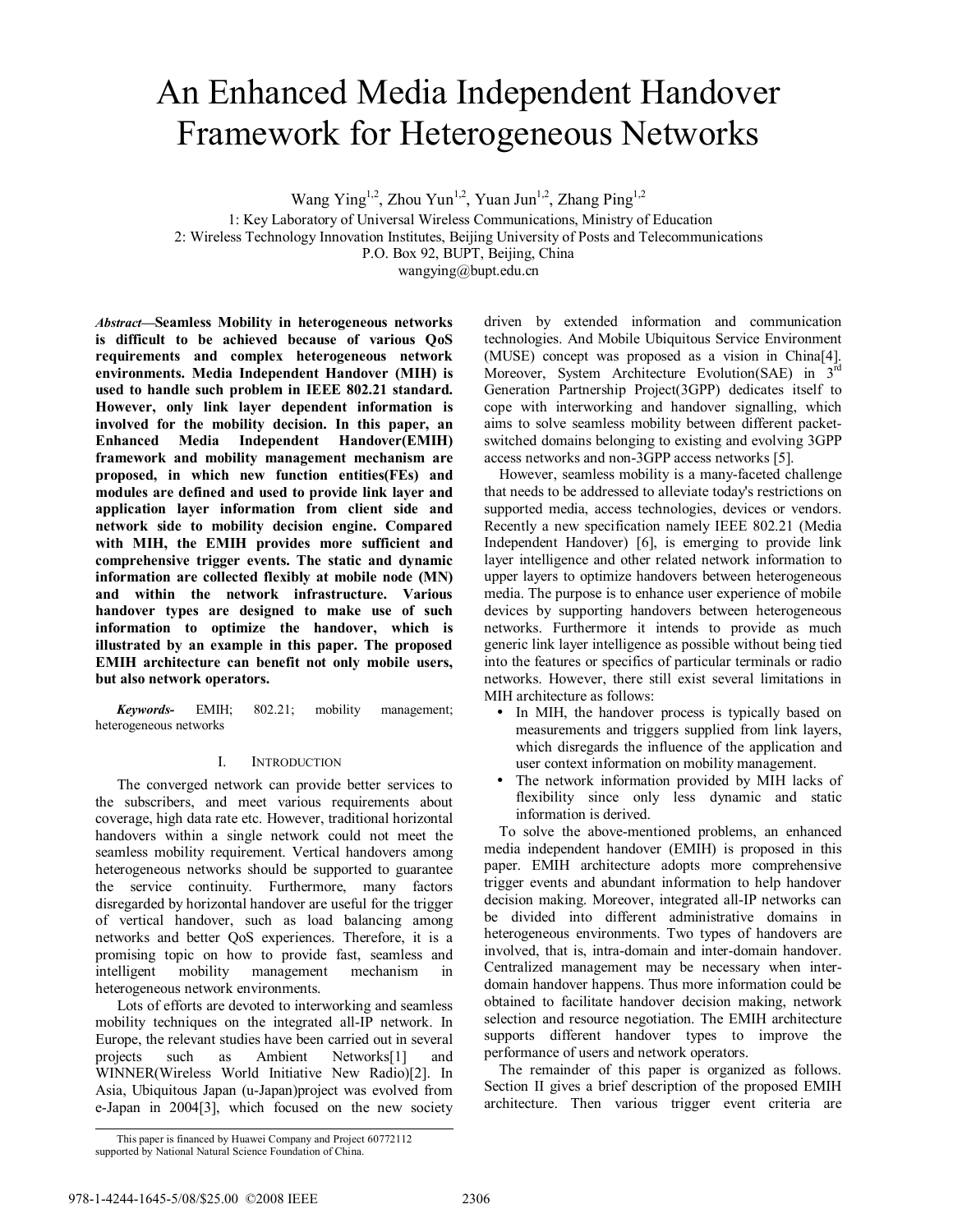# An Enhanced Media Independent Handover Framework for Heterogeneous Networks

Wang Ying[1,2], Zhou Yun[1,2], Yuan Jun[1,2], Zhang Ping[1,2]

1: Key Laboratory of Universal Wireless Communications, Ministry of Education
2: Wireless Technology Innovation Institutes, Beijing University of Posts and Telecommunications
P.O. Box 92, BUPT, Beijing, China
wangying@bupt.edu.cn

***Abstract*—Seamless Mobility in heterogeneous networks is difficult to be achieved because of various QoS requirements and complex heterogeneous network environments. Media Independent Handover (MIH) is used to handle such problem in IEEE 802.21 standard. However, only link layer dependent information is involved for the mobility decision. In this paper, an Enhanced Media Independent Handover(EMIH) framework and mobility management mechanism are proposed, in which new function entities(FEs) and modules are defined and used to provide link layer and application layer information from client side and network side to mobility decision engine. Compared with MIH, the EMIH provides more sufficient and comprehensive trigger events. The static and dynamic information are collected flexibly at mobile node (MN) and within the network infrastructure. Various handover types are designed to make use of such information to optimize the handover, which is illustrated by an example in this paper. The proposed EMIH architecture can benefit not only mobile users, but also network operators.**

***Keywords-*** EMIH; 802.21; mobility management; heterogeneous networks

## I. Introduction

The converged network can provide better services to the subscribers, and meet various requirements about coverage, high data rate etc. However, traditional horizontal handovers within a single network could not meet the seamless mobility requirement. Vertical handovers among heterogeneous networks should be supported to guarantee the service continuity. Furthermore, many factors disregarded by horizontal handover are useful for the trigger of vertical handover, such as load balancing among networks and better QoS experiences. Therefore, it is a promising topic on how to provide fast, seamless and intelligent mobility management mechanism in heterogeneous network environments.

Lots of efforts are devoted to interworking and seamless mobility techniques on the integrated all-IP network. In Europe, the relevant studies have been carried out in several projects such as Ambient Networks[1] and WINNER(Wireless World Initiative New Radio)[2]. In Asia, Ubiquitous Japan (u-Japan)project was evolved from e-Japan in 2004[3], which focused on the new society driven by extended information and communication technologies. And Mobile Ubiquitous Service Environment (MUSE) concept was proposed as a vision in China[4]. Moreover, System Architecture Evolution(SAE) in 3rd Generation Partnership Project(3GPP) dedicates itself to cope with interworking and handover signalling, which aims to solve seamless mobility between different packet-switched domains belonging to existing and evolving 3GPP access networks and non-3GPP access networks [5].

However, seamless mobility is a many-faceted challenge that needs to be addressed to alleviate today's restrictions on supported media, access technologies, devices or vendors. Recently a new specification namely IEEE 802.21 (Media Independent Handover) [6], is emerging to provide link layer intelligence and other related network information to upper layers to optimize handovers between heterogeneous media. The purpose is to enhance user experience of mobile devices by supporting handovers between heterogeneous networks. Furthermore it intends to provide as much generic link layer intelligence as possible without being tied into the features or specifics of particular terminals or radio networks. However, there still exist several limitations in MIH architecture as follows:

- In MIH, the handover process is typically based on measurements and triggers supplied from link layers, which disregards the influence of the application and user context information on mobility management.
- The network information provided by MIH lacks of flexibility since only less dynamic and static information is derived.

To solve the above-mentioned problems, an enhanced media independent handover (EMIH) is proposed in this paper. EMIH architecture adopts more comprehensive trigger events and abundant information to help handover decision making. Moreover, integrated all-IP networks can be divided into different administrative domains in heterogeneous environments. Two types of handovers are involved, that is, intra-domain and inter-domain handover. Centralized management may be necessary when inter-domain handover happens. Thus more information could be obtained to facilitate handover decision making, network selection and resource negotiation. The EMIH architecture supports different handover types to improve the performance of users and network operators.

The remainder of this paper is organized as follows. Section II gives a brief description of the proposed EMIH architecture. Then various trigger event criteria are

This paper is financed by Huawei Company and Project 60772112 supported by National Natural Science Foundation of China.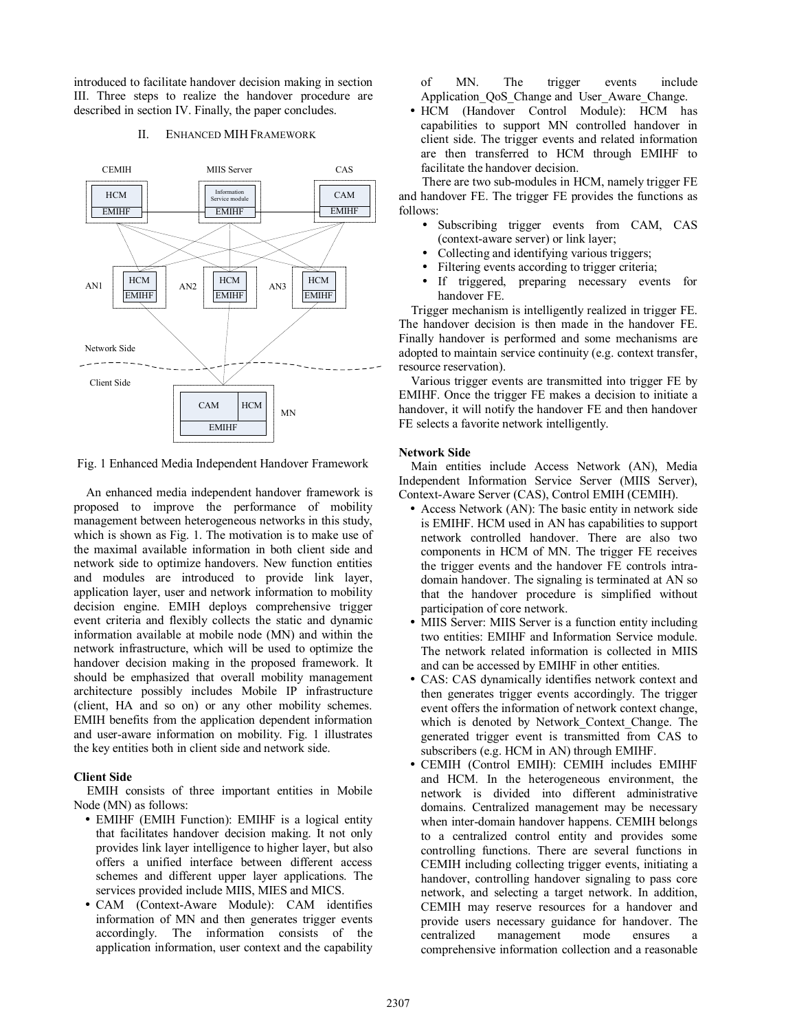introduced to facilitate handover decision making in section III. Three steps to realize the handover procedure are described in section IV. Finally, the paper concludes.

## II. Enhanced MIH Framework

Fig. 1 Enhanced Media Independent Handover Framework

An enhanced media independent handover framework is proposed to improve the performance of mobility management between heterogeneous networks in this study, which is shown as Fig. 1. The motivation is to make use of the maximal available information in both client side and network side to optimize handovers. New function entities and modules are introduced to provide link layer, application layer, user and network information to mobility decision engine. EMIH deploys comprehensive trigger event criteria and flexibly collects the static and dynamic information available at mobile node (MN) and within the network infrastructure, which will be used to optimize the handover decision making in the proposed framework. It should be emphasized that overall mobility management architecture possibly includes Mobile IP infrastructure (client, HA and so on) or any other mobility schemes. EMIH benefits from the application dependent information and user-aware information on mobility. Fig. 1 illustrates the key entities both in client side and network side.

**Client Side**

EMIH consists of three important entities in Mobile Node (MN) as follows:

- EMIHF (EMIH Function): EMIHF is a logical entity that facilitates handover decision making. It not only provides link layer intelligence to higher layer, but also offers a unified interface between different access schemes and different upper layer applications. The services provided include MIIS, MIES and MICS.
- CAM (Context-Aware Module): CAM identifies information of MN and then generates trigger events accordingly. The information consists of the application information, user context and the capability of MN. The trigger events include Application_QoS_Change and User_Aware_Change.
- HCM (Handover Control Module): HCM has capabilities to support MN controlled handover in client side. The trigger events and related information are then transferred to HCM through EMIHF to facilitate the handover decision.

There are two sub-modules in HCM, namely trigger FE and handover FE. The trigger FE provides the functions as follows:

- Subscribing trigger events from CAM, CAS (context-aware server) or link layer;
- Collecting and identifying various triggers;
- Filtering events according to trigger criteria;
- If triggered, preparing necessary events for handover FE.

Trigger mechanism is intelligently realized in trigger FE. The handover decision is then made in the handover FE. Finally handover is performed and some mechanisms are adopted to maintain service continuity (e.g. context transfer, resource reservation).

Various trigger events are transmitted into trigger FE by EMIHF. Once the trigger FE makes a decision to initiate a handover, it will notify the handover FE and then handover FE selects a favorite network intelligently.

**Network Side**

Main entities include Access Network (AN), Media Independent Information Service Server (MIIS Server), Context-Aware Server (CAS), Control EMIH (CEMIH).

- Access Network (AN): The basic entity in network side is EMIHF. HCM used in AN has capabilities to support network controlled handover. There are also two components in HCM of MN. The trigger FE receives the trigger events and the handover FE controls intra-domain handover. The signaling is terminated at AN so that the handover procedure is simplified without participation of core network.
- MIIS Server: MIIS Server is a function entity including two entities: EMIHF and Information Service module. The network related information is collected in MIIS and can be accessed by EMIHF in other entities.
- CAS: CAS dynamically identifies network context and then generates trigger events accordingly. The trigger event offers the information of network context change, which is denoted by Network_Context_Change. The generated trigger event is transmitted from CAS to subscribers (e.g. HCM in AN) through EMIHF.
- CEMIH (Control EMIH): CEMIH includes EMIHF and HCM. In the heterogeneous environment, the network is divided into different administrative domains. Centralized management may be necessary when inter-domain handover happens. CEMIH belongs to a centralized control entity and provides some controlling functions. There are several functions in CEMIH including collecting trigger events, initiating a handover, controlling handover signaling to pass core network, and selecting a target network. In addition, CEMIH may reserve resources for a handover and provide users necessary guidance for handover. The centralized management mode ensures a comprehensive information collection and a reasonable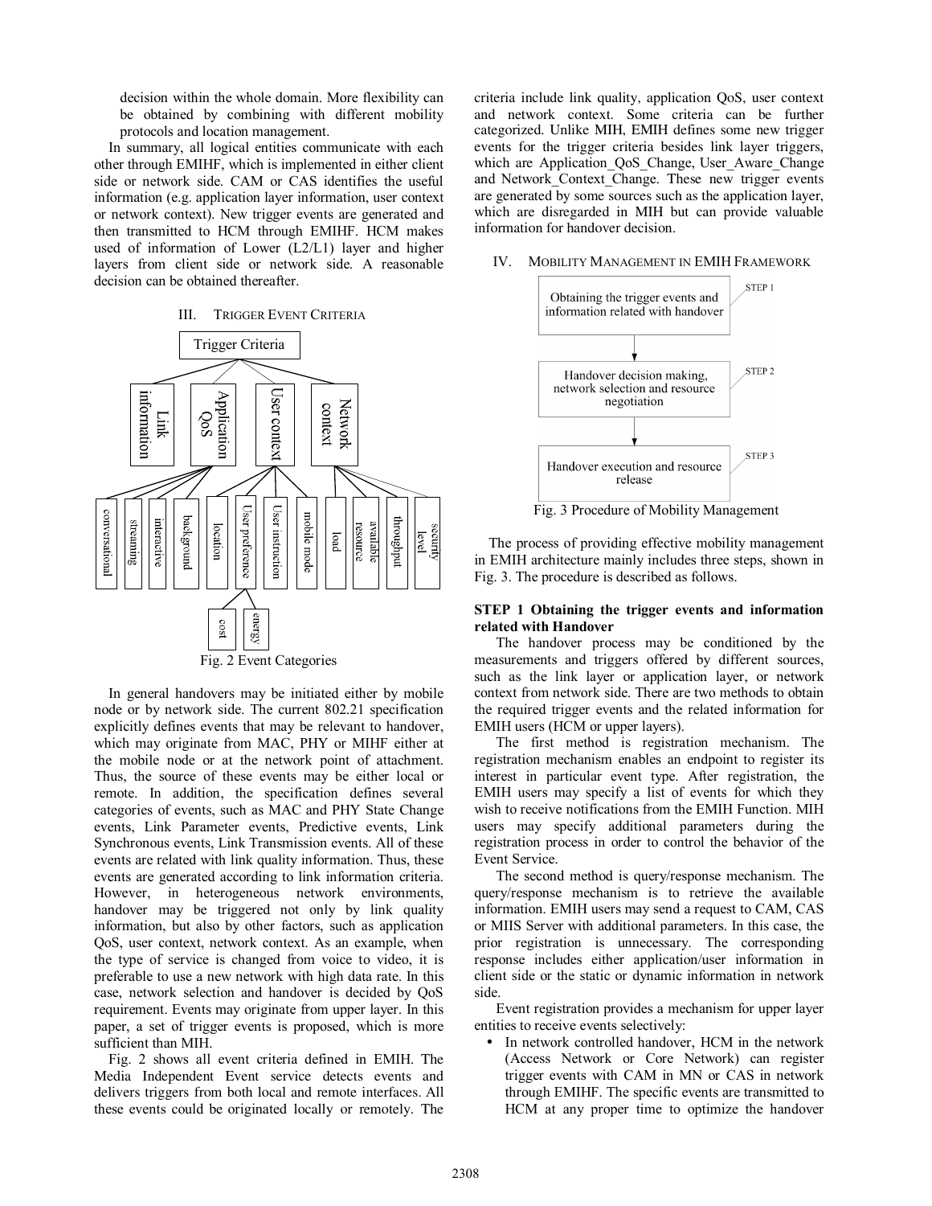decision within the whole domain. More flexibility can be obtained by combining with different mobility protocols and location management.

In summary, all logical entities communicate with each other through EMIHF, which is implemented in either client side or network side. CAM or CAS identifies the useful information (e.g. application layer information, user context or network context). New trigger events are generated and then transmitted to HCM through EMIHF. HCM makes used of information of Lower (L2/L1) layer and higher layers from client side or network side. A reasonable decision can be obtained thereafter.

## III. TRIGGER EVENT CRITERIA

Trigger Criteria

Link information

Application QoS

User context

Network context

conversational

streaming

interactive

background

location

User preference

User instruction

mobile mode

load

available resource

throughput

security level

cost

energy

Fig. 2 Event Categories

In general handovers may be initiated either by mobile node or by network side. The current 802.21 specification explicitly defines events that may be relevant to handover, which may originate from MAC, PHY or MIHF either at the mobile node or at the network point of attachment. Thus, the source of these events may be either local or remote. In addition, the specification defines several categories of events, such as MAC and PHY State Change events, Link Parameter events, Predictive events, Link Synchronous events, Link Transmission events. All of these events are related with link quality information. Thus, these events are generated according to link information criteria. However, in heterogeneous network environments, handover may be triggered not only by link quality information, but also by other factors, such as application QoS, user context, network context. As an example, when the type of service is changed from voice to video, it is preferable to use a new network with high data rate. In this case, network selection and handover is decided by QoS requirement. Events may originate from upper layer. In this paper, a set of trigger events is proposed, which is more sufficient than MIH.

Fig. 2 shows all event criteria defined in EMIH. The Media Independent Event service detects events and delivers triggers from both local and remote interfaces. All these events could be originated locally or remotely. The criteria include link quality, application QoS, user context and network context. Some criteria can be further categorized. Unlike MIH, EMIH defines some new trigger events for the trigger criteria besides link layer triggers, which are Application_QoS_Change, User_Aware_Change and Network_Context_Change. These new trigger events are generated by some sources such as the application layer, which are disregarded in MIH but can provide valuable information for handover decision.

## IV. MOBILITY MANAGEMENT IN EMIH FRAMEWORK

STEP 1

Obtaining the trigger events and information related with handover

STEP 2

Handover decision making, network selection and resource negotiation

STEP 3

Handover execution and resource release

Fig. 3 Procedure of Mobility Management

The process of providing effective mobility management in EMIH architecture mainly includes three steps, shown in Fig. 3. The procedure is described as follows.

**STEP 1 Obtaining the trigger events and information related with Handover**

The handover process may be conditioned by the measurements and triggers offered by different sources, such as the link layer or application layer, or network context from network side. There are two methods to obtain the required trigger events and the related information for EMIH users (HCM or upper layers).

The first method is registration mechanism. The registration mechanism enables an endpoint to register its interest in particular event type. After registration, the EMIH users may specify a list of events for which they wish to receive notifications from the EMIH Function. MIH users may specify additional parameters during the registration process in order to control the behavior of the Event Service.

The second method is query/response mechanism. The query/response mechanism is to retrieve the available information. EMIH users may send a request to CAM, CAS or MIIS Server with additional parameters. In this case, the prior registration is unnecessary. The corresponding response includes either application/user information in client side or the static or dynamic information in network side.

Event registration provides a mechanism for upper layer entities to receive events selectively:

- In network controlled handover, HCM in the network (Access Network or Core Network) can register trigger events with CAM in MN or CAS in network through EMIHF. The specific events are transmitted to HCM at any proper time to optimize the handover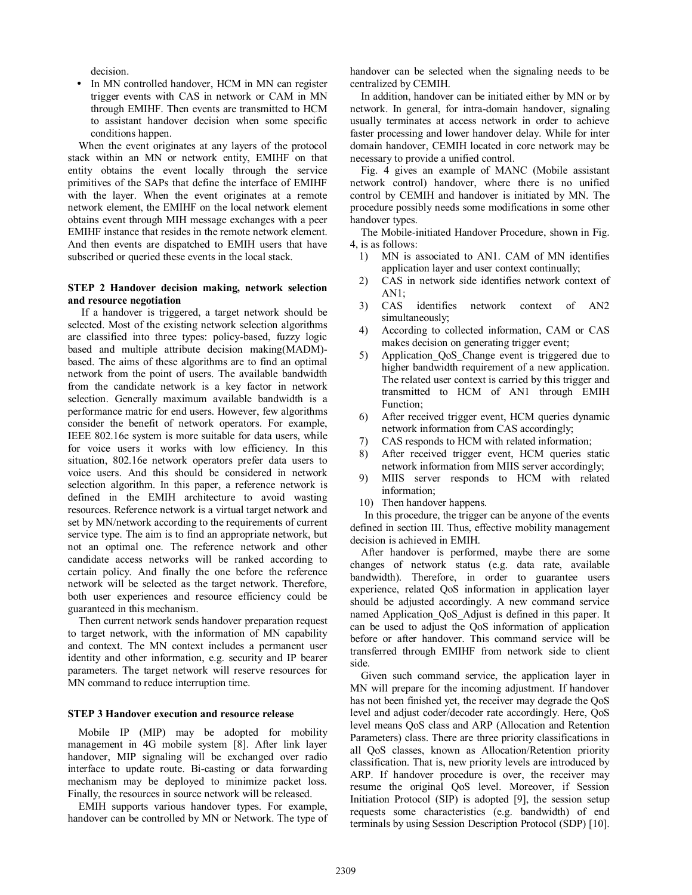decision.

- In MN controlled handover, HCM in MN can register trigger events with CAS in network or CAM in MN through EMIHF. Then events are transmitted to HCM to assistant handover decision when some specific conditions happen.

When the event originates at any layers of the protocol stack within an MN or network entity, EMIHF on that entity obtains the event locally through the service primitives of the SAPs that define the interface of EMIHF with the layer. When the event originates at a remote network element, the EMIHF on the local network element obtains event through MIH message exchanges with a peer EMIHF instance that resides in the remote network element. And then events are dispatched to EMIH users that have subscribed or queried these events in the local stack.

**STEP 2 Handover decision making, network selection and resource negotiation**

If a handover is triggered, a target network should be selected. Most of the existing network selection algorithms are classified into three types: policy-based, fuzzy logic based and multiple attribute decision making(MADM)-based. The aims of these algorithms are to find an optimal network from the point of users. The available bandwidth from the candidate network is a key factor in network selection. Generally maximum available bandwidth is a performance matric for end users. However, few algorithms consider the benefit of network operators. For example, IEEE 802.16e system is more suitable for data users, while for voice users it works with low efficiency. In this situation, 802.16e network operators prefer data users to voice users. And this should be considered in network selection algorithm. In this paper, a reference network is defined in the EMIH architecture to avoid wasting resources. Reference network is a virtual target network and set by MN/network according to the requirements of current service type. The aim is to find an appropriate network, but not an optimal one. The reference network and other candidate access networks will be ranked according to certain policy. And finally the one before the reference network will be selected as the target network. Therefore, both user experiences and resource efficiency could be guaranteed in this mechanism.

Then current network sends handover preparation request to target network, with the information of MN capability and context. The MN context includes a permanent user identity and other information, e.g. security and IP bearer parameters. The target network will reserve resources for MN command to reduce interruption time.

**STEP 3 Handover execution and resource release**

Mobile IP (MIP) may be adopted for mobility management in 4G mobile system [8]. After link layer handover, MIP signaling will be exchanged over radio interface to update route. Bi-casting or data forwarding mechanism may be deployed to minimize packet loss. Finally, the resources in source network will be released.

EMIH supports various handover types. For example, handover can be controlled by MN or Network. The type of handover can be selected when the signaling needs to be centralized by CEMIH.

In addition, handover can be initiated either by MN or by network. In general, for intra-domain handover, signaling usually terminates at access network in order to achieve faster processing and lower handover delay. While for inter domain handover, CEMIH located in core network may be necessary to provide a unified control.

Fig. 4 gives an example of MANC (Mobile assistant network control) handover, where there is no unified control by CEMIH and handover is initiated by MN. The procedure possibly needs some modifications in some other handover types.

The Mobile-initiated Handover Procedure, shown in Fig. 4, is as follows:

1) MN is associated to AN1. CAM of MN identifies application layer and user context continually;
2) CAS in network side identifies network context of AN1;
3) CAS identifies network context of AN2 simultaneously;
4) According to collected information, CAM or CAS makes decision on generating trigger event;
5) Application_QoS_Change event is triggered due to higher bandwidth requirement of a new application. The related user context is carried by this trigger and transmitted to HCM of AN1 through EMIH Function;
6) After received trigger event, HCM queries dynamic network information from CAS accordingly;
7) CAS responds to HCM with related information;
8) After received trigger event, HCM queries static network information from MIIS server accordingly;
9) MIIS server responds to HCM with related information;
10) Then handover happens.

In this procedure, the trigger can be anyone of the events defined in section III. Thus, effective mobility management decision is achieved in EMIH.

After handover is performed, maybe there are some changes of network status (e.g. data rate, available bandwidth). Therefore, in order to guarantee users experience, related QoS information in application layer should be adjusted accordingly. A new command service named Application_QoS_Adjust is defined in this paper. It can be used to adjust the QoS information of application before or after handover. This command service will be transferred through EMIHF from network side to client side.

Given such command service, the application layer in MN will prepare for the incoming adjustment. If handover has not been finished yet, the receiver may degrade the QoS level and adjust coder/decoder rate accordingly. Here, QoS level means QoS class and ARP (Allocation and Retention Parameters) class. There are three priority classifications in all QoS classes, known as Allocation/Retention priority classification. That is, new priority levels are introduced by ARP. If handover procedure is over, the receiver may resume the original QoS level. Moreover, if Session Initiation Protocol (SIP) is adopted [9], the session setup requests some characteristics (e.g. bandwidth) of end terminals by using Session Description Protocol (SDP) [10].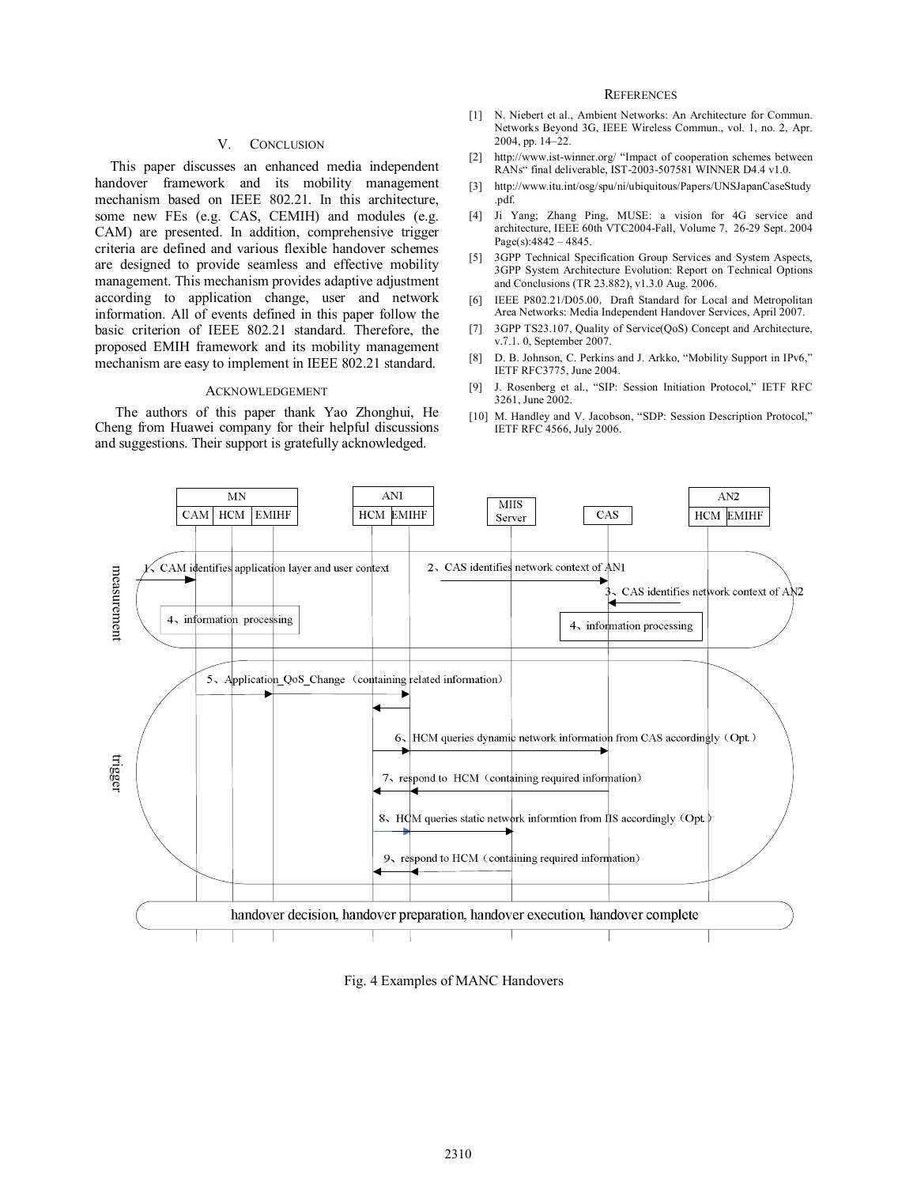## V. Conclusion

This paper discusses an enhanced media independent handover framework and its mobility management mechanism based on IEEE 802.21. In this architecture, some new FEs (e.g. CAS, CEMIH) and modules (e.g. CAM) are presented. In addition, comprehensive trigger criteria are defined and various flexible handover schemes are designed to provide seamless and effective mobility management. This mechanism provides adaptive adjustment according to application change, user and network information. All of events defined in this paper follow the basic criterion of IEEE 802.21 standard. Therefore, the proposed EMIH framework and its mobility management mechanism are easy to implement in IEEE 802.21 standard.

## Acknowledgement

The authors of this paper thank Yao Zhonghui, He Cheng from Huawei company for their helpful discussions and suggestions. Their support is gratefully acknowledged.

## References

[1] N. Niebert et al., Ambient Networks: An Architecture for Commun. Networks Beyond 3G, IEEE Wireless Commun., vol. 1, no. 2, Apr. 2004, pp. 14–22.

[2] http://www.ist-winner.org/ "Impact of cooperation schemes between RANs" final deliverable, IST-2003-507581 WINNER D4.4 v1.0.

[3] http://www.itu.int/osg/spu/ni/ubiquitous/Papers/UNSJapanCaseStudy.pdf.

[4] Ji Yang; Zhang Ping, MUSE: a vision for 4G service and architecture, IEEE 60th VTC2004-Fall, Volume 7, 26-29 Sept. 2004 Page(s):4842 – 4845.

[5] 3GPP Technical Specification Group Services and System Aspects, 3GPP System Architecture Evolution: Report on Technical Options and Conclusions (TR 23.882), v1.3.0 Aug. 2006.

[6] IEEE P802.21/D05.00, Draft Standard for Local and Metropolitan Area Networks: Media Independent Handover Services, April 2007.

[7] 3GPP TS23.107, Quality of Service(QoS) Concept and Architecture, v.7.1. 0, September 2007.

[8] D. B. Johnson, C. Perkins and J. Arkko, "Mobility Support in IPv6," IETF RFC3775, June 2004.

[9] J. Rosenberg et al., "SIP: Session Initiation Protocol," IETF RFC 3261, June 2002.

[10] M. Handley and V. Jacobson, "SDP: Session Description Protocol," IETF RFC 4566, July 2006.

MN: CAM | HCM | EMIHF
AN1: HCM | EMIHF
MIIS Server
CAS
AN2: HCM | EMIHF

measurement
1、CAM identifies application layer and user context
2、CAS identifies network context of AN1
3、CAS identifies network context of AN2
4、information processing
4、information processing

trigger
5、Application_QoS_Change（containing related information）
6、HCM queries dynamic network information from CAS accordingly（Opt.）
7、respond to HCM（containing required information）
8、HCM queries static network informtion from IIS accordingly（Opt.）
9、respond to HCM（containing required information）

handover decision, handover preparation, handover execution, handover complete

Fig. 4 Examples of MANC Handovers